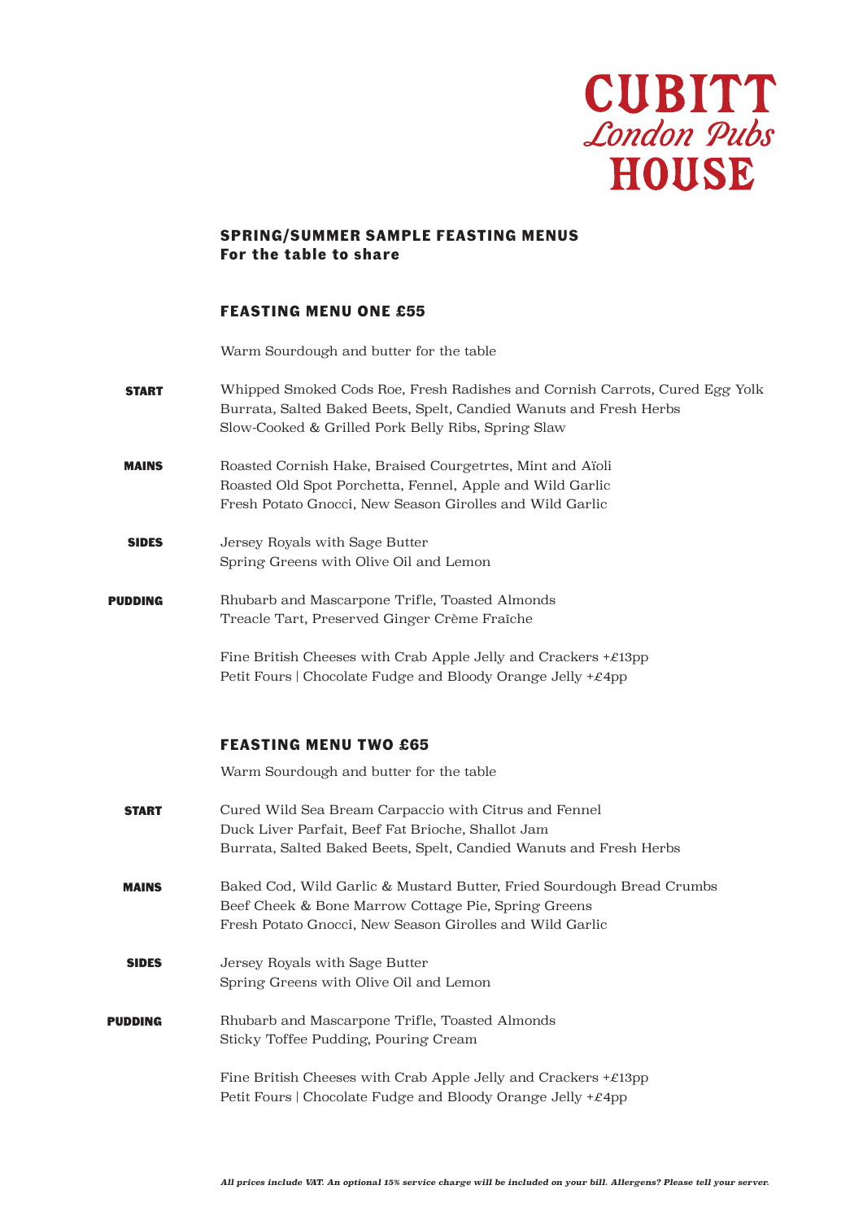# CUBITT
*London Pubs*
# HOUSE

## SPRING/SUMMER SAMPLE FEASTING MENUS
**For the table to share**

### FEASTING MENU ONE £55

Warm Sourdough and butter for the table

**START**

Whipped Smoked Cods Roe, Fresh Radishes and Cornish Carrots, Cured Egg Yolk
Burrata, Salted Baked Beets, Spelt, Candied Wanuts and Fresh Herbs
Slow-Cooked & Grilled Pork Belly Ribs, Spring Slaw

**MAINS**

Roasted Cornish Hake, Braised Courgetrtes, Mint and Aïoli
Roasted Old Spot Porchetta, Fennel, Apple and Wild Garlic
Fresh Potato Gnocci, New Season Girolles and Wild Garlic

**SIDES**

Jersey Royals with Sage Butter
Spring Greens with Olive Oil and Lemon

**PUDDING**

Rhubarb and Mascarpone Trifle, Toasted Almonds
Treacle Tart, Preserved Ginger Crème Fraîche

Fine British Cheeses with Crab Apple Jelly and Crackers +£13pp
Petit Fours | Chocolate Fudge and Bloody Orange Jelly +£4pp

### FEASTING MENU TWO £65

Warm Sourdough and butter for the table

**START**

Cured Wild Sea Bream Carpaccio with Citrus and Fennel
Duck Liver Parfait, Beef Fat Brioche, Shallot Jam
Burrata, Salted Baked Beets, Spelt, Candied Wanuts and Fresh Herbs

**MAINS**

Baked Cod, Wild Garlic & Mustard Butter, Fried Sourdough Bread Crumbs
Beef Cheek & Bone Marrow Cottage Pie, Spring Greens
Fresh Potato Gnocci, New Season Girolles and Wild Garlic

**SIDES**

Jersey Royals with Sage Butter
Spring Greens with Olive Oil and Lemon

**PUDDING**

Rhubarb and Mascarpone Trifle, Toasted Almonds
Sticky Toffee Pudding, Pouring Cream

Fine British Cheeses with Crab Apple Jelly and Crackers +£13pp
Petit Fours | Chocolate Fudge and Bloody Orange Jelly +£4pp

***All prices include VAT. An optional 15% service charge will be included on your bill. Allergens? Please tell your server.***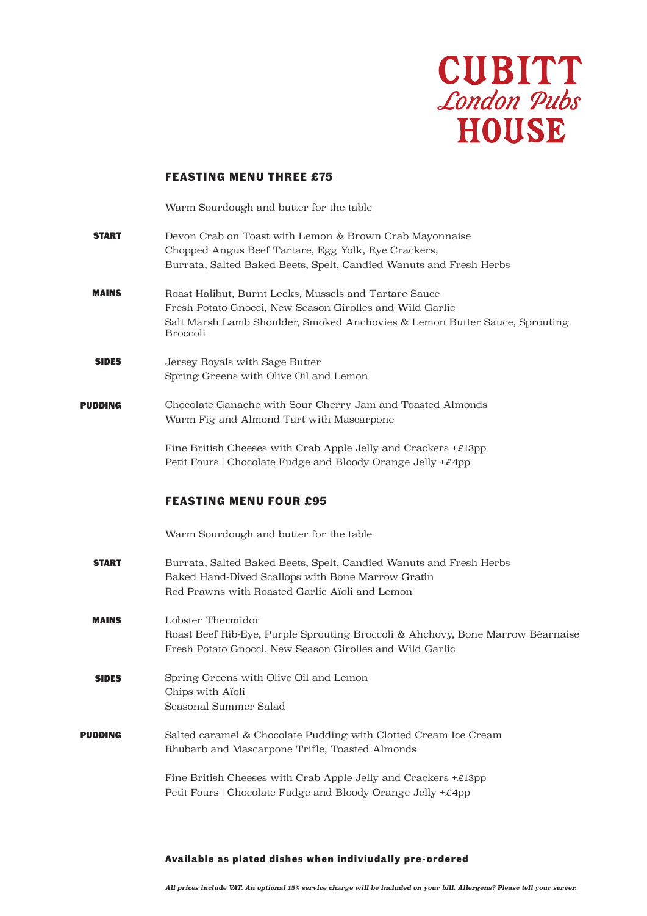# CUBITT
*London Pubs*
# HOUSE

## FEASTING MENU THREE £75

Warm Sourdough and butter for the table

**START**

Devon Crab on Toast with Lemon & Brown Crab Mayonnaise
Chopped Angus Beef Tartare, Egg Yolk, Rye Crackers,
Burrata, Salted Baked Beets, Spelt, Candied Wanuts and Fresh Herbs

**MAINS**

Roast Halibut, Burnt Leeks, Mussels and Tartare Sauce
Fresh Potato Gnocci, New Season Girolles and Wild Garlic
Salt Marsh Lamb Shoulder, Smoked Anchovies & Lemon Butter Sauce, Sprouting Broccoli

**SIDES**

Jersey Royals with Sage Butter
Spring Greens with Olive Oil and Lemon

**PUDDING**

Chocolate Ganache with Sour Cherry Jam and Toasted Almonds
Warm Fig and Almond Tart with Mascarpone

Fine British Cheeses with Crab Apple Jelly and Crackers +£13pp
Petit Fours | Chocolate Fudge and Bloody Orange Jelly +£4pp

## FEASTING MENU FOUR £95

Warm Sourdough and butter for the table

**START**

Burrata, Salted Baked Beets, Spelt, Candied Wanuts and Fresh Herbs
Baked Hand-Dived Scallops with Bone Marrow Gratin
Red Prawns with Roasted Garlic Aïoli and Lemon

**MAINS**

Lobster Thermidor
Roast Beef Rib-Eye, Purple Sprouting Broccoli & Ahchovy, Bone Marrow Bèarnaise
Fresh Potato Gnocci, New Season Girolles and Wild Garlic

**SIDES**

Spring Greens with Olive Oil and Lemon
Chips with Aïoli
Seasonal Summer Salad

**PUDDING**

Salted caramel & Chocolate Pudding with Clotted Cream Ice Cream
Rhubarb and Mascarpone Trifle, Toasted Almonds

Fine British Cheeses with Crab Apple Jelly and Crackers +£13pp
Petit Fours | Chocolate Fudge and Bloody Orange Jelly +£4pp

**Available as plated dishes when indiviudally pre-ordered**

***All prices include VAT. An optional 15% service charge will be included on your bill. Allergens? Please tell your server.***